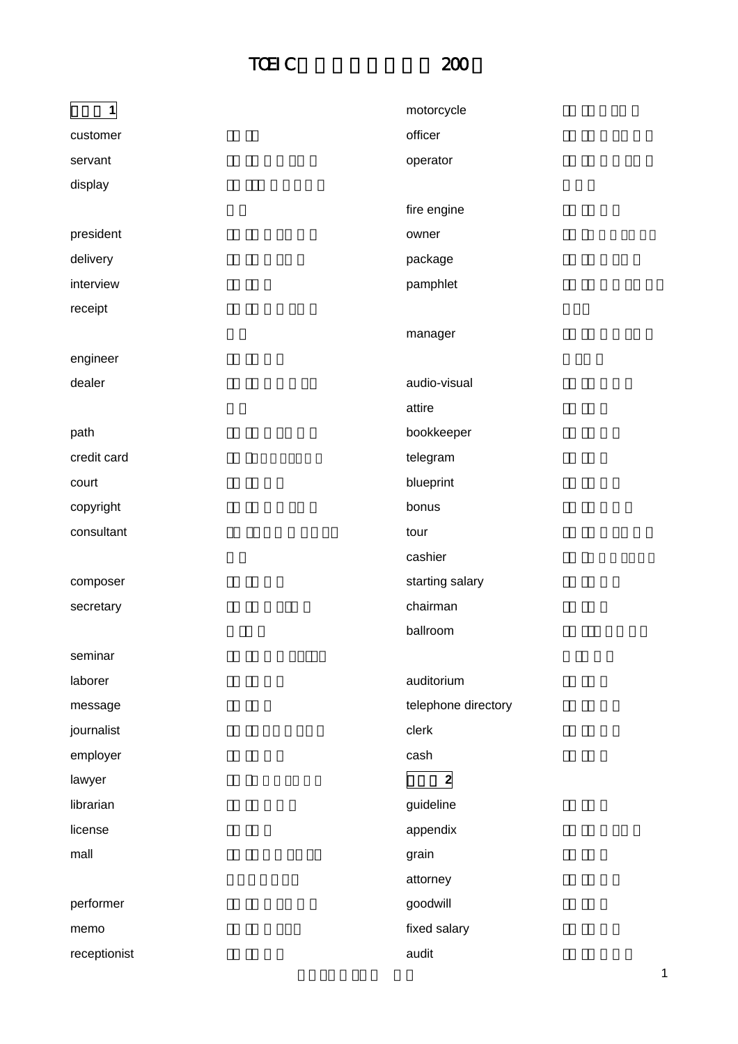# TOEIC 200

**1**

| Word | |
|---|---|
| customer | |
| servant | |
| display | |
| president | |
| delivery | |
| interview | |
| receipt | |
| engineer | |
| dealer | |
| path | |
| credit card | |
| court | |
| copyright | |
| consultant | |
| composer | |
| secretary | |
| seminar | |
| laborer | |
| message | |
| journalist | |
| employer | |
| lawyer | |
| librarian | |
| license | |
| mall | |
| performer | |
| memo | |
| receptionist | |
| motorcycle | |
| officer | |
| operator | |
| fire engine | |
| owner | |
| package | |
| pamphlet | |
| manager | |
| audio-visual | |
| attire | |
| bookkeeper | |
| telegram | |
| blueprint | |
| bonus | |
| tour | |
| cashier | |
| starting salary | |
| chairman | |
| ballroom | |
| auditorium | |
| telephone directory | |
| clerk | |
| cash | |

**2**

| Word | |
|---|---|
| guideline | |
| appendix | |
| grain | |
| attorney | |
| goodwill | |
| fixed salary | |
| audit | |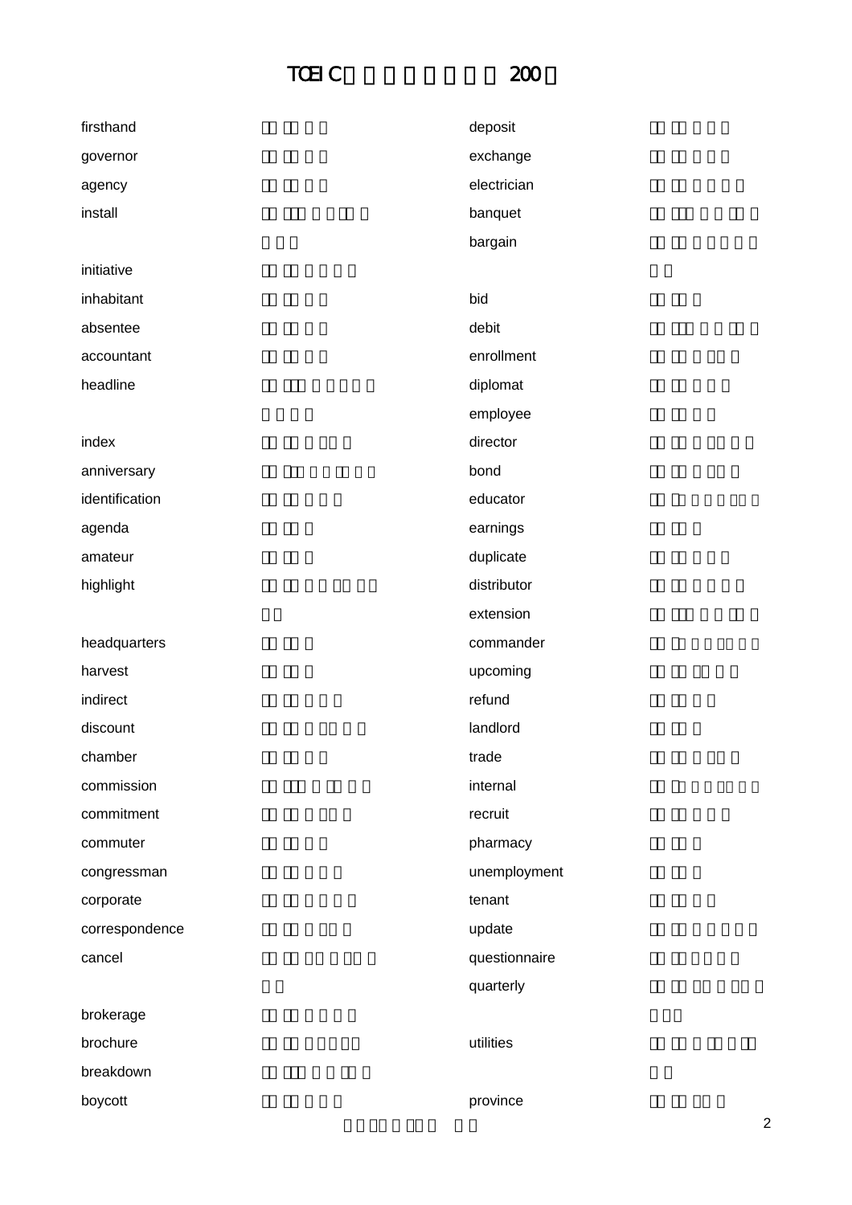| English | English |
| --- | --- |
| firsthand | deposit |
| governor | exchange |
| agency | electrician |
| install | banquet |
| initiative | bargain |
| inhabitant | bid |
| absentee | debit |
| accountant | enrollment |
| headline | diplomat |
| index | employee |
| anniversary | director |
| identification | bond |
| agenda | educator |
| amateur | earnings |
| highlight | duplicate |
| headquarters | distributor |
| harvest | extension |
| indirect | commander |
| discount | upcoming |
| chamber | refund |
| commission | landlord |
| commitment | trade |
| commuter | internal |
| congressman | recruit |
| corporate | pharmacy |
| correspondence | unemployment |
| cancel | tenant |
| brokerage | update |
| brochure | questionnaire |
| breakdown | quarterly |
| boycott | utilities |
| | province |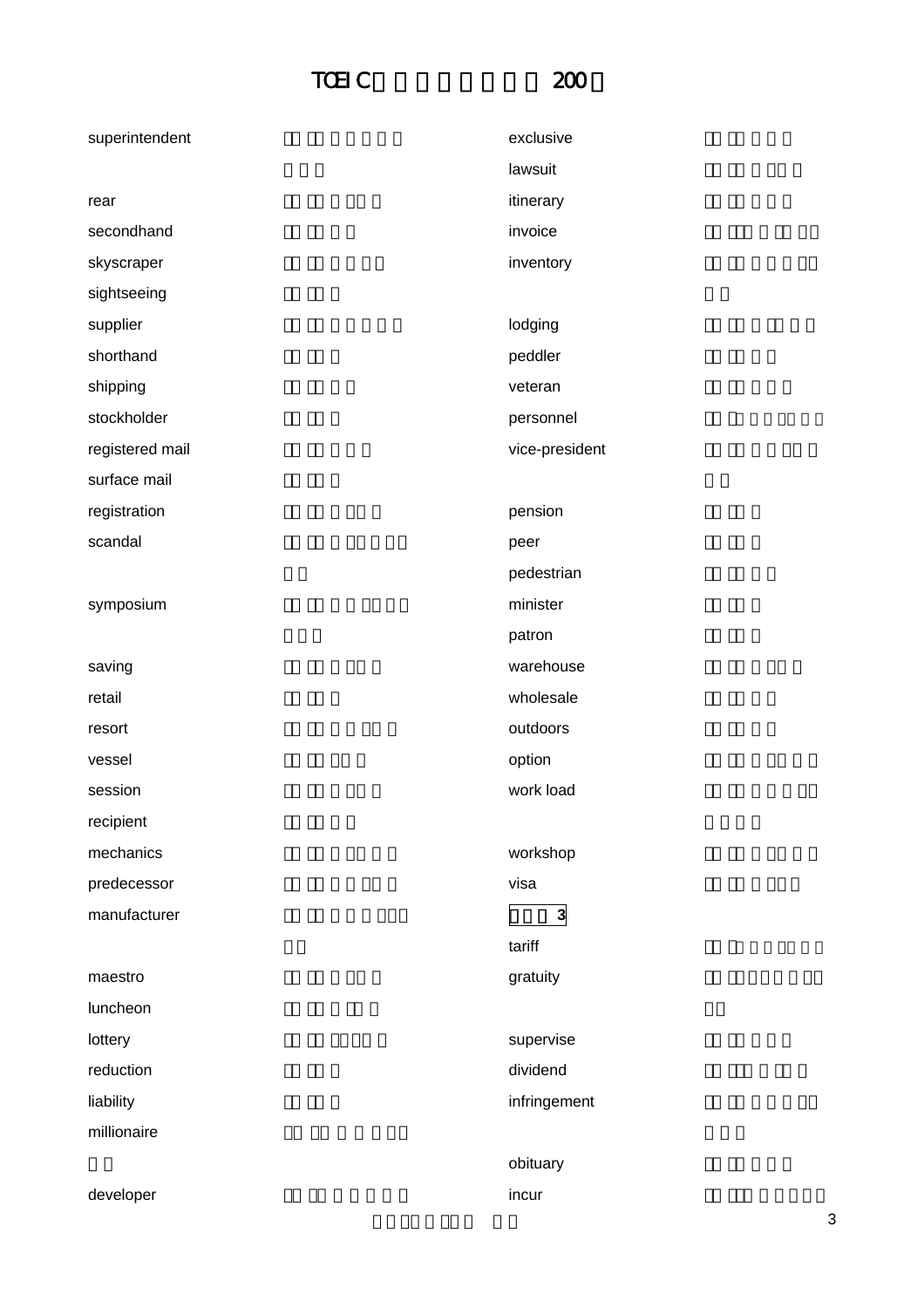# TOEIC 200

- superintendent
- rear
- secondhand
- skyscraper
- sightseeing
- supplier
- shorthand
- shipping
- stockholder
- registered mail
- surface mail
- registration
- scandal
- symposium
- saving
- retail
- resort
- vessel
- session
- recipient
- mechanics
- predecessor
- manufacturer
- maestro
- luncheon
- lottery
- reduction
- liability
- millionaire
- developer
- exclusive
- lawsuit
- itinerary
- invoice
- inventory
- lodging
- peddler
- veteran
- personnel
- vice-president
- pension
- peer
- pedestrian
- minister
- patron
- warehouse
- wholesale
- outdoors
- option
- work load
- workshop
- visa

**3**

- tariff
- gratuity
- supervise
- dividend
- infringement
- obituary
- incur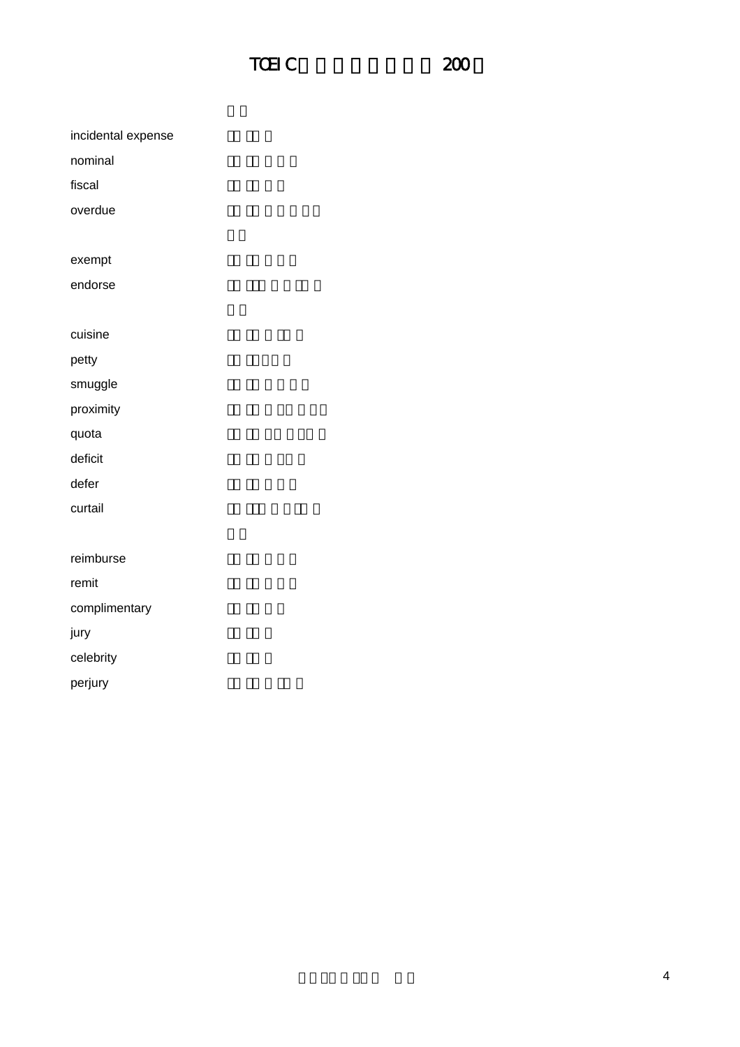# TOEIC 200

| | |
|---|---|
| incidental expense | |
| nominal | |
| fiscal | |
| overdue | |
| exempt | |
| endorse | |
| cuisine | |
| petty | |
| smuggle | |
| proximity | |
| quota | |
| deficit | |
| defer | |
| curtail | |
| reimburse | |
| remit | |
| complimentary | |
| jury | |
| celebrity | |
| perjury | |